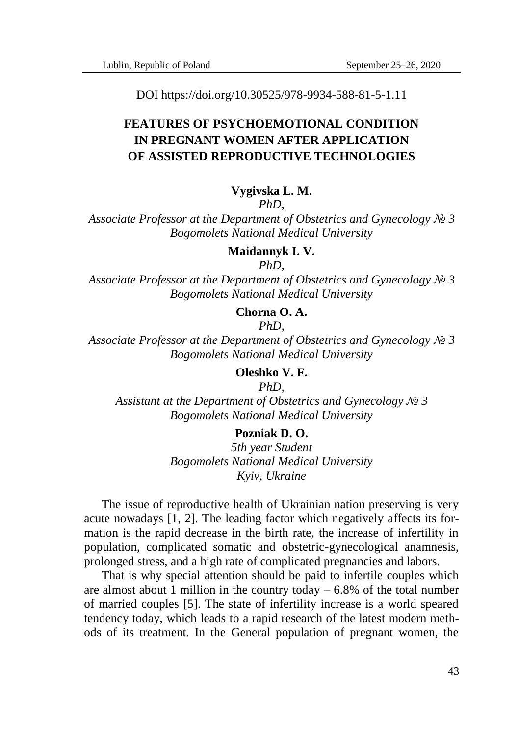DOI https://doi.org/10.30525/978-9934-588-81-5-1.11

# FEATURES OF PSYCHOEMOTIONAL CONDITION IN PREGNANT WOMEN AFTER APPLICATION OF ASSISTED REPRODUCTIVE TECHNOLOGIES

**Vygivska L. M.**
*PhD,*
*Associate Professor at the Department of Obstetrics and Gynecology № 3*
*Bogomolets National Medical University*

**Maidannyk I. V.**
*PhD,*
*Associate Professor at the Department of Obstetrics and Gynecology № 3*
*Bogomolets National Medical University*

**Chorna O. A.**
*PhD,*
*Associate Professor at the Department of Obstetrics and Gynecology № 3*
*Bogomolets National Medical University*

**Oleshko V. F.**
*PhD,*
*Assistant at the Department of Obstetrics and Gynecology № 3*
*Bogomolets National Medical University*

**Pozniak D. O.**
*5th year Student*
*Bogomolets National Medical University*
*Kyiv, Ukraine*

The issue of reproductive health of Ukrainian nation preserving is very acute nowadays [1, 2]. The leading factor which negatively affects its formation is the rapid decrease in the birth rate, the increase of infertility in population, complicated somatic and obstetric-gynecological anamnesis, prolonged stress, and a high rate of complicated pregnancies and labors.

That is why special attention should be paid to infertile couples which are almost about 1 million in the country today – 6.8% of the total number of married couples [5]. The state of infertility increase is a world speared tendency today, which leads to a rapid research of the latest modern methods of its treatment. In the General population of pregnant women, the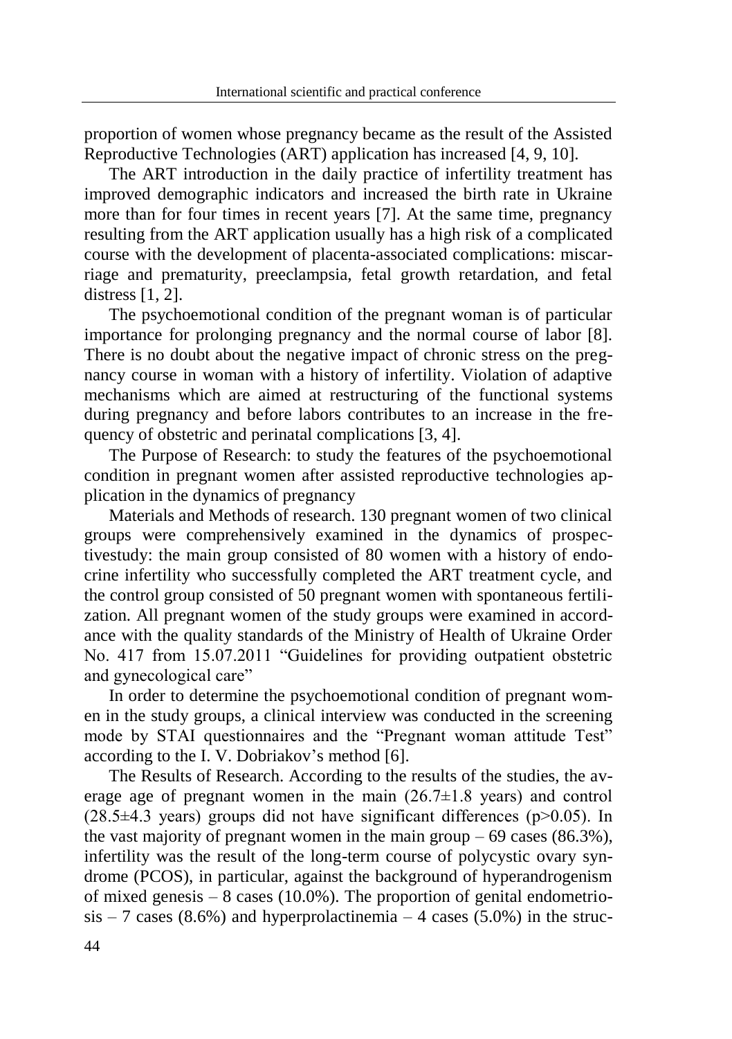proportion of women whose pregnancy became as the result of the Assisted Reproductive Technologies (ART) application has increased [4, 9, 10].

The ART introduction in the daily practice of infertility treatment has improved demographic indicators and increased the birth rate in Ukraine more than for four times in recent years [7]. At the same time, pregnancy resulting from the ART application usually has a high risk of a complicated course with the development of placenta-associated complications: miscarriage and prematurity, preeclampsia, fetal growth retardation, and fetal distress [1, 2].

The psychoemotional condition of the pregnant woman is of particular importance for prolonging pregnancy and the normal course of labor [8]. There is no doubt about the negative impact of chronic stress on the pregnancy course in woman with a history of infertility. Violation of adaptive mechanisms which are aimed at restructuring of the functional systems during pregnancy and before labors contributes to an increase in the frequency of obstetric and perinatal complications [3, 4].

The Purpose of Research: to study the features of the psychoemotional condition in pregnant women after assisted reproductive technologies application in the dynamics of pregnancy

Materials and Methods of research. 130 pregnant women of two clinical groups were comprehensively examined in the dynamics of prospectivestudy: the main group consisted of 80 women with a history of endocrine infertility who successfully completed the ART treatment cycle, and the control group consisted of 50 pregnant women with spontaneous fertilization. All pregnant women of the study groups were examined in accordance with the quality standards of the Ministry of Health of Ukraine Order No. 417 from 15.07.2011 "Guidelines for providing outpatient obstetric and gynecological care"

In order to determine the psychoemotional condition of pregnant women in the study groups, a clinical interview was conducted in the screening mode by STAI questionnaires and the "Pregnant woman attitude Test" according to the I. V. Dobriakov's method [6].

The Results of Research. According to the results of the studies, the average age of pregnant women in the main (26.7±1.8 years) and control (28.5±4.3 years) groups did not have significant differences ($p>0.05$). In the vast majority of pregnant women in the main group – 69 cases (86.3%), infertility was the result of the long-term course of polycystic ovary syndrome (PCOS), in particular, against the background of hyperandrogenism of mixed genesis – 8 cases (10.0%). The proportion of genital endometriosis – 7 cases (8.6%) and hyperprolactinemia – 4 cases (5.0%) in the struc-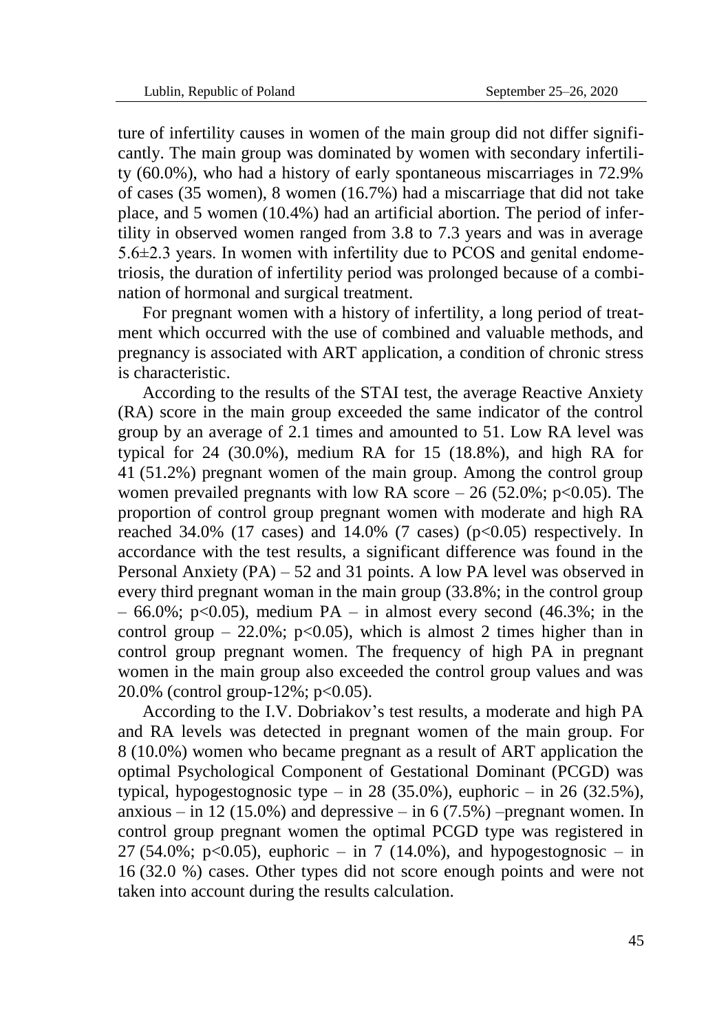ture of infertility causes in women of the main group did not differ significantly. The main group was dominated by women with secondary infertility (60.0%), who had a history of early spontaneous miscarriages in 72.9% of cases (35 women), 8 women (16.7%) had a miscarriage that did not take place, and 5 women (10.4%) had an artificial abortion. The period of infertility in observed women ranged from 3.8 to 7.3 years and was in average 5.6±2.3 years. In women with infertility due to PCOS and genital endometriosis, the duration of infertility period was prolonged because of a combination of hormonal and surgical treatment.

For pregnant women with a history of infertility, a long period of treatment which occurred with the use of combined and valuable methods, and pregnancy is associated with ART application, a condition of chronic stress is characteristic.

According to the results of the STAI test, the average Reactive Anxiety (RA) score in the main group exceeded the same indicator of the control group by an average of 2.1 times and amounted to 51. Low RA level was typical for 24 (30.0%), medium RA for 15 (18.8%), and high RA for 41 (51.2%) pregnant women of the main group. Among the control group women prevailed pregnants with low RA score – 26 (52.0%; $p<0.05$). The proportion of control group pregnant women with moderate and high RA reached 34.0% (17 cases) and 14.0% (7 cases) ($p<0.05$) respectively. In accordance with the test results, a significant difference was found in the Personal Anxiety (PA) – 52 and 31 points. A low PA level was observed in every third pregnant woman in the main group (33.8%; in the control group – 66.0%; $p<0.05$), medium PA – in almost every second (46.3%; in the control group – 22.0%; $p<0.05$), which is almost 2 times higher than in control group pregnant women. The frequency of high PA in pregnant women in the main group also exceeded the control group values and was 20.0% (control group-12%; $p<0.05$).

According to the I.V. Dobriakov's test results, a moderate and high PA and RA levels was detected in pregnant women of the main group. For 8 (10.0%) women who became pregnant as a result of ART application the optimal Psychological Component of Gestational Dominant (PCGD) was typical, hypogestognosic type – in 28 (35.0%), euphoric – in 26 (32.5%), anxious – in 12 (15.0%) and depressive – in 6 (7.5%) –pregnant women. In control group pregnant women the optimal PCGD type was registered in 27 (54.0%; $p<0.05$), euphoric – in 7 (14.0%), and hypogestognosic – in 16 (32.0 %) cases. Other types did not score enough points and were not taken into account during the results calculation.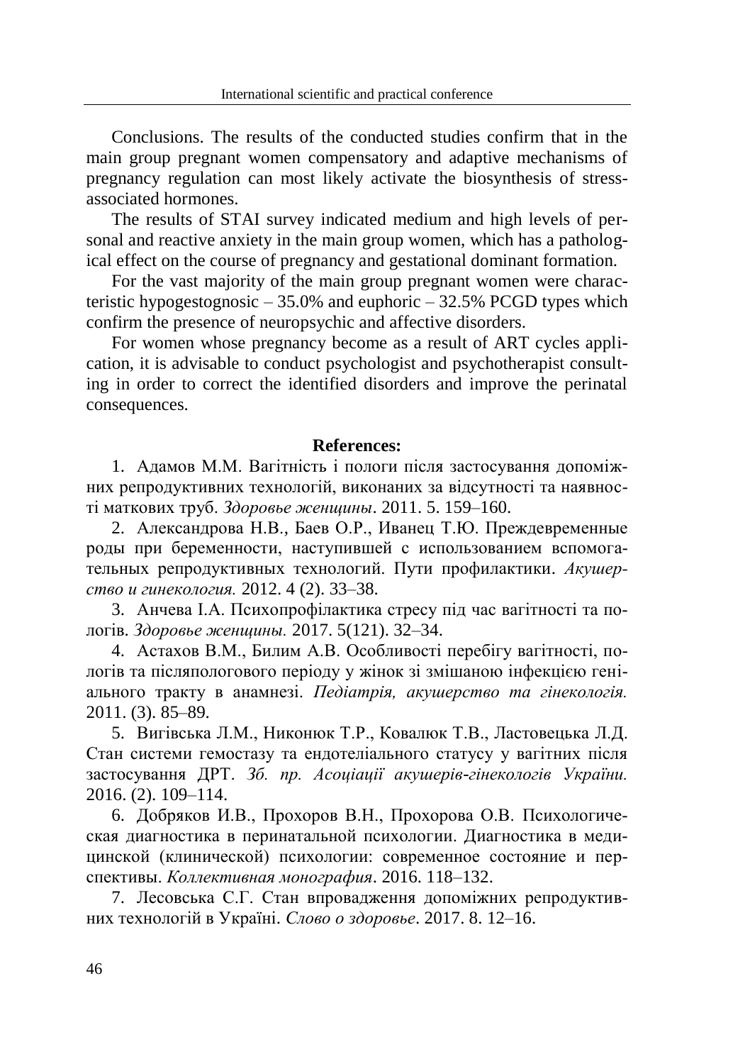Conclusions. The results of the conducted studies confirm that in the main group pregnant women compensatory and adaptive mechanisms of pregnancy regulation can most likely activate the biosynthesis of stress-associated hormones.

The results of STAI survey indicated medium and high levels of personal and reactive anxiety in the main group women, which has a pathological effect on the course of pregnancy and gestational dominant formation.

For the vast majority of the main group pregnant women were characteristic hypogestognosic – 35.0% and euphoric – 32.5% PCGD types which confirm the presence of neuropsychic and affective disorders.

For women whose pregnancy become as a result of ART cycles application, it is advisable to conduct psychologist and psychotherapist consulting in order to correct the identified disorders and improve the perinatal consequences.

**References:**

1. Адамов М.М. Вагітність і пологи після застосування допоміжних репродуктивних технологій, виконаних за відсутності та наявності маткових труб. *Здоровье женщины*. 2011. 5. 159–160.
2. Александрова Н.В., Баев О.Р., Иванец Т.Ю. Преждевременные роды при беременности, наступившей с использованием вспомогательных репродуктивных технологий. Пути профилактики. *Акушерство и гинекология.* 2012. 4 (2). 33–38.
3. Анчева І.А. Психопрофілактика стресу під час вагітності та пологів. *Здоровье женщины.* 2017. 5(121). 32–34.
4. Астахов В.М., Билим А.В. Особливості перебігу вагітності, пологів та післяпологового періоду у жінок зі змішаною інфекцією геніального тракту в анамнезі. *Педіатрія, акушерство та гінекологія.* 2011. (3). 85–89.
5. Вигівська Л.М., Никонюк Т.Р., Ковалюк Т.В., Ластовецька Л.Д. Стан системи гемостазу та ендотеліального статусу у вагітних після застосування ДРТ. *Зб. пр. Асоціації акушерів-гінекологів України.* 2016. (2). 109–114.
6. Добряков И.В., Прохоров В.Н., Прохорова О.В. Психологическая диагностика в перинатальной психологии. Диагностика в медицинской (клинической) психологии: современное состояние и перспективы. *Коллективная монография*. 2016. 118–132.
7. Лесовська С.Г. Стан впровадження допоміжних репродуктивних технологій в Україні. *Слово о здоровье*. 2017. 8. 12–16.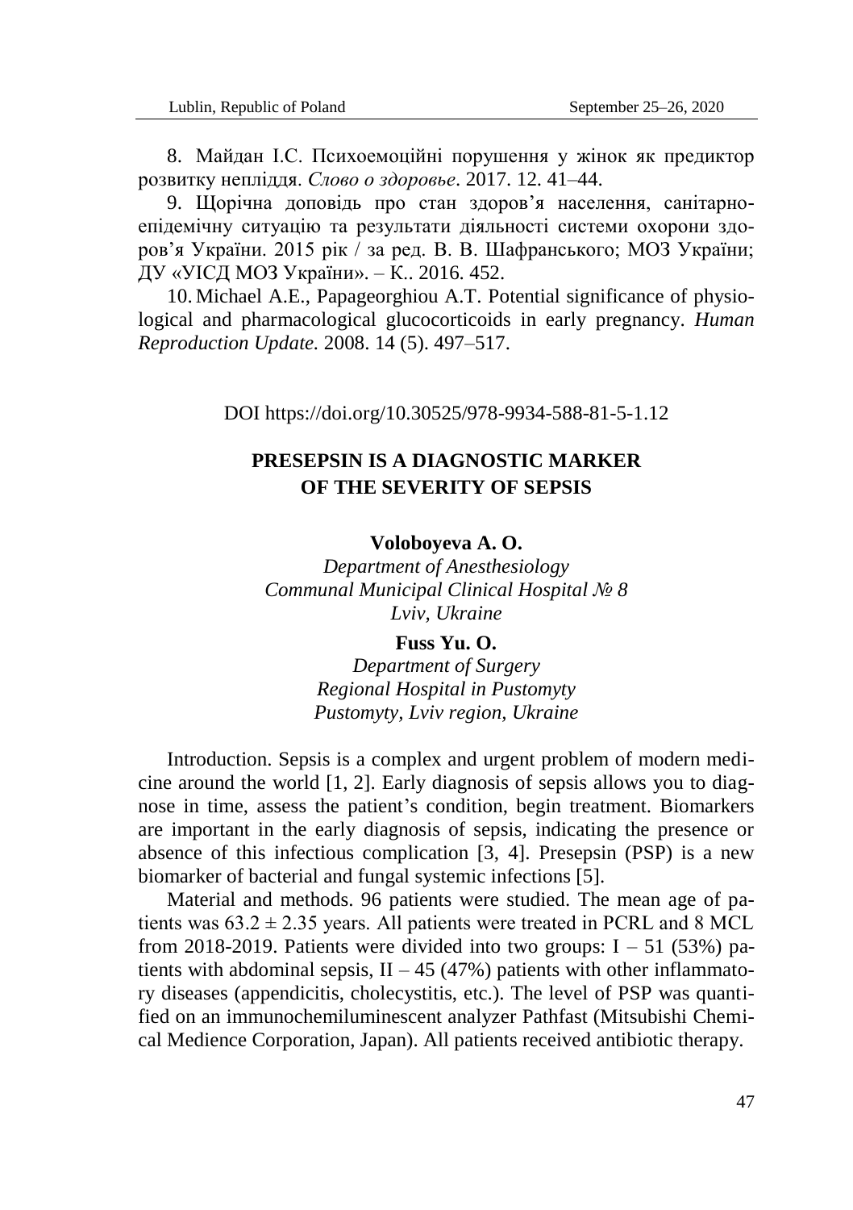8. Майдан І.С. Психоемоційні порушення у жінок як предиктор розвитку непліддя. *Слово о здоровье*. 2017. 12. 41–44.

9. Щорічна доповідь про стан здоров'я населення, санітарно-епідемічну ситуацію та результати діяльності системи охорони здоров'я України. 2015 рік / за ред. В. В. Шафранського; МОЗ України; ДУ «УІСД МОЗ України». – К.. 2016. 452.

10. Michael A.E., Papageorghiou A.T. Potential significance of physiological and pharmacological glucocorticoids in early pregnancy. *Human Reproduction Update*. 2008. 14 (5). 497–517.

DOI https://doi.org/10.30525/978-9934-588-81-5-1.12

## PRESEPSIN IS A DIAGNOSTIC MARKER OF THE SEVERITY OF SEPSIS

**Voloboyeva A. O.**
*Department of Anesthesiology*
*Communal Municipal Clinical Hospital № 8*
*Lviv, Ukraine*

**Fuss Yu. O.**
*Department of Surgery*
*Regional Hospital in Pustomyty*
*Pustomyty, Lviv region, Ukraine*

Introduction. Sepsis is a complex and urgent problem of modern medicine around the world [1, 2]. Early diagnosis of sepsis allows you to diagnose in time, assess the patient's condition, begin treatment. Biomarkers are important in the early diagnosis of sepsis, indicating the presence or absence of this infectious complication [3, 4]. Presepsin (PSP) is a new biomarker of bacterial and fungal systemic infections [5].

Material and methods. 96 patients were studied. The mean age of patients was $63.2 \pm 2.35$ years. All patients were treated in PCRL and 8 MCL from 2018-2019. Patients were divided into two groups: I – 51 (53%) patients with abdominal sepsis, II – 45 (47%) patients with other inflammatory diseases (appendicitis, cholecystitis, etc.). The level of PSP was quantified on an immunochemiluminescent analyzer Pathfast (Mitsubishi Chemical Medience Corporation, Japan). All patients received antibiotic therapy.